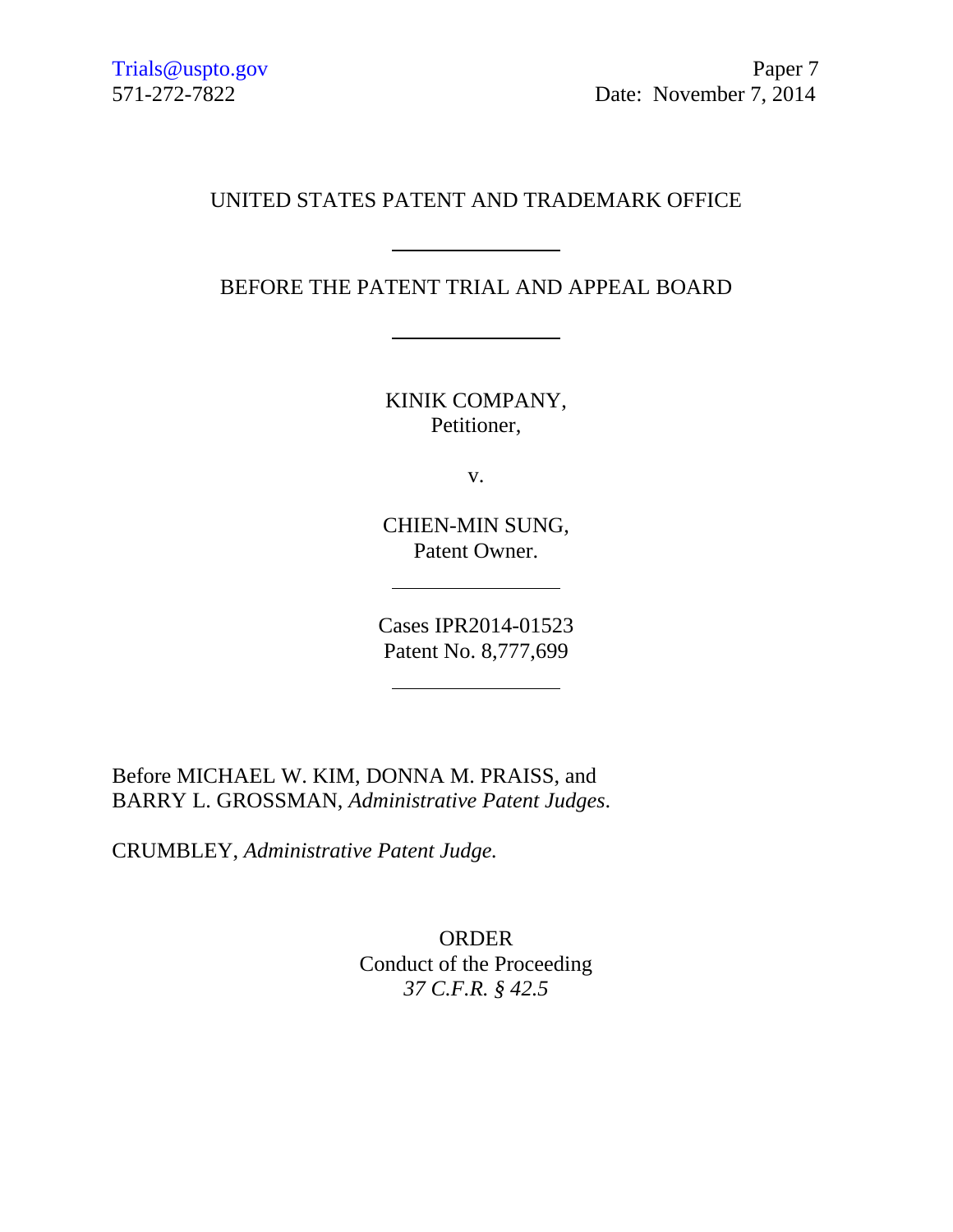Trials@uspto.gov
571-272-7822

Paper 7
Date: November 7, 2014

UNITED STATES PATENT AND TRADEMARK OFFICE

---

BEFORE THE PATENT TRIAL AND APPEAL BOARD

---

KINIK COMPANY,
Petitioner,

v.

CHIEN-MIN SUNG,
Patent Owner.

---

Cases IPR2014-01523
Patent No. 8,777,699

---

Before MICHAEL W. KIM, DONNA M. PRAISS, and
BARRY L. GROSSMAN, *Administrative Patent Judges*.

CRUMBLEY, *Administrative Patent Judge.*

ORDER
Conduct of the Proceeding
*37 C.F.R. § 42.5*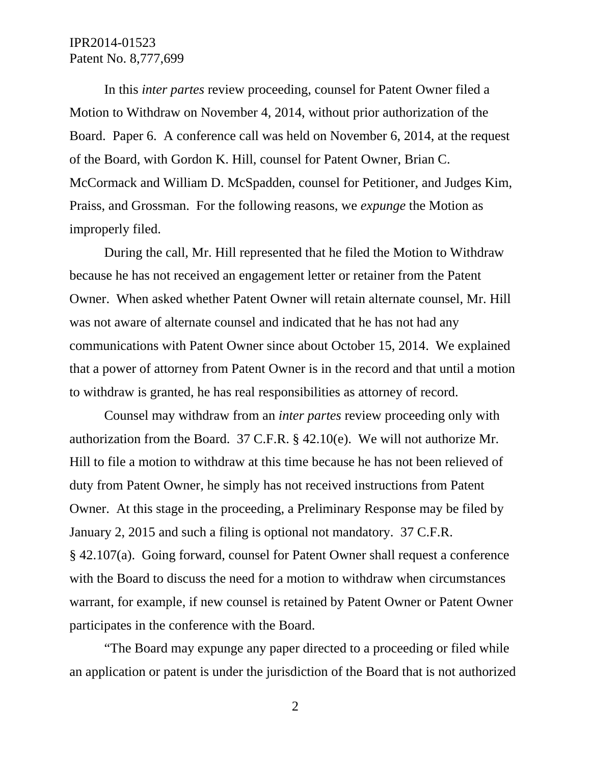In this *inter partes* review proceeding, counsel for Patent Owner filed a Motion to Withdraw on November 4, 2014, without prior authorization of the Board. Paper 6. A conference call was held on November 6, 2014, at the request of the Board, with Gordon K. Hill, counsel for Patent Owner, Brian C. McCormack and William D. McSpadden, counsel for Petitioner, and Judges Kim, Praiss, and Grossman. For the following reasons, we *expunge* the Motion as improperly filed.

During the call, Mr. Hill represented that he filed the Motion to Withdraw because he has not received an engagement letter or retainer from the Patent Owner. When asked whether Patent Owner will retain alternate counsel, Mr. Hill was not aware of alternate counsel and indicated that he has not had any communications with Patent Owner since about October 15, 2014. We explained that a power of attorney from Patent Owner is in the record and that until a motion to withdraw is granted, he has real responsibilities as attorney of record.

Counsel may withdraw from an *inter partes* review proceeding only with authorization from the Board. 37 C.F.R. § 42.10(e). We will not authorize Mr. Hill to file a motion to withdraw at this time because he has not been relieved of duty from Patent Owner, he simply has not received instructions from Patent Owner. At this stage in the proceeding, a Preliminary Response may be filed by January 2, 2015 and such a filing is optional not mandatory. 37 C.F.R. § 42.107(a). Going forward, counsel for Patent Owner shall request a conference with the Board to discuss the need for a motion to withdraw when circumstances warrant, for example, if new counsel is retained by Patent Owner or Patent Owner participates in the conference with the Board.

"The Board may expunge any paper directed to a proceeding or filed while an application or patent is under the jurisdiction of the Board that is not authorized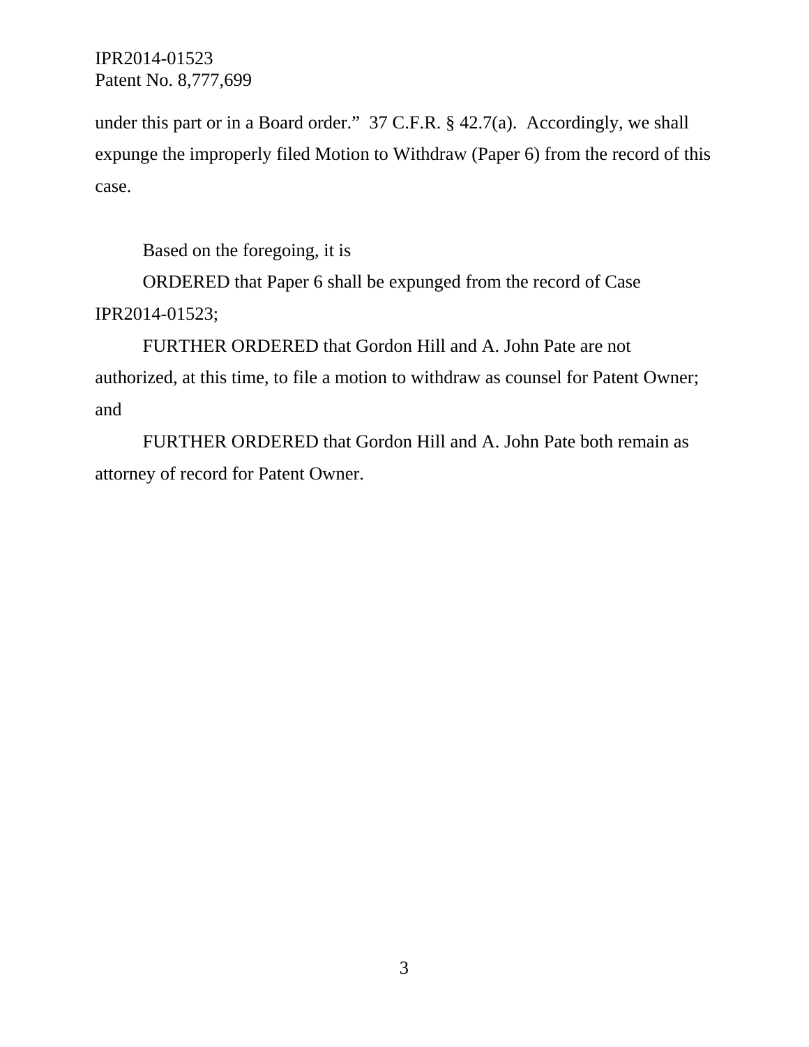under this part or in a Board order." 37 C.F.R. § 42.7(a). Accordingly, we shall expunge the improperly filed Motion to Withdraw (Paper 6) from the record of this case.

Based on the foregoing, it is

ORDERED that Paper 6 shall be expunged from the record of Case IPR2014-01523;

FURTHER ORDERED that Gordon Hill and A. John Pate are not authorized, at this time, to file a motion to withdraw as counsel for Patent Owner; and

FURTHER ORDERED that Gordon Hill and A. John Pate both remain as attorney of record for Patent Owner.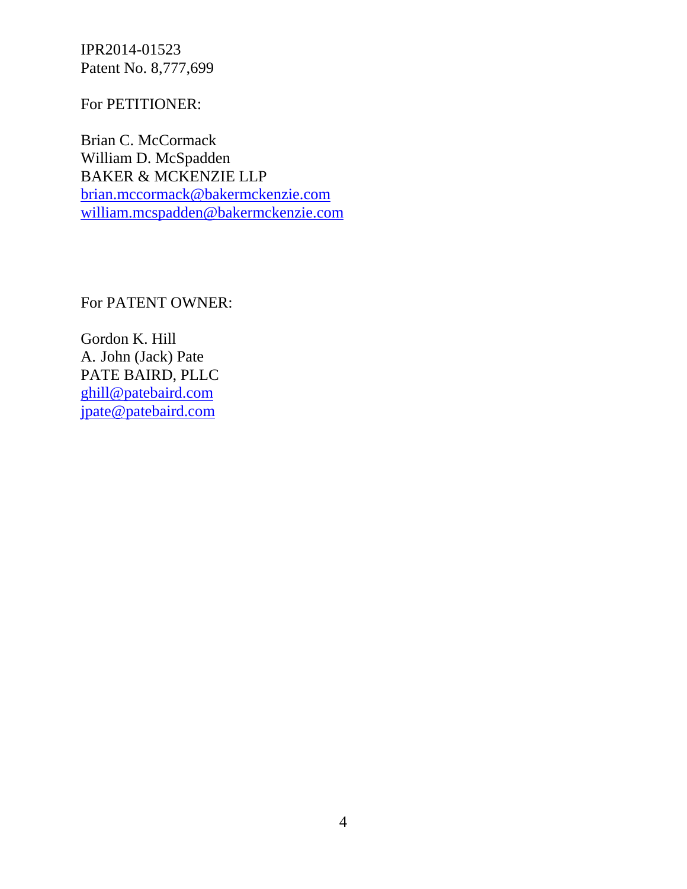IPR2014-01523
Patent No. 8,777,699

For PETITIONER:

Brian C. McCormack
William D. McSpadden
BAKER & MCKENZIE LLP
brian.mccormack@bakermckenzie.com
william.mcspadden@bakermckenzie.com

For PATENT OWNER:

Gordon K. Hill
A. John (Jack) Pate
PATE BAIRD, PLLC
ghill@patebaird.com
jpate@patebaird.com